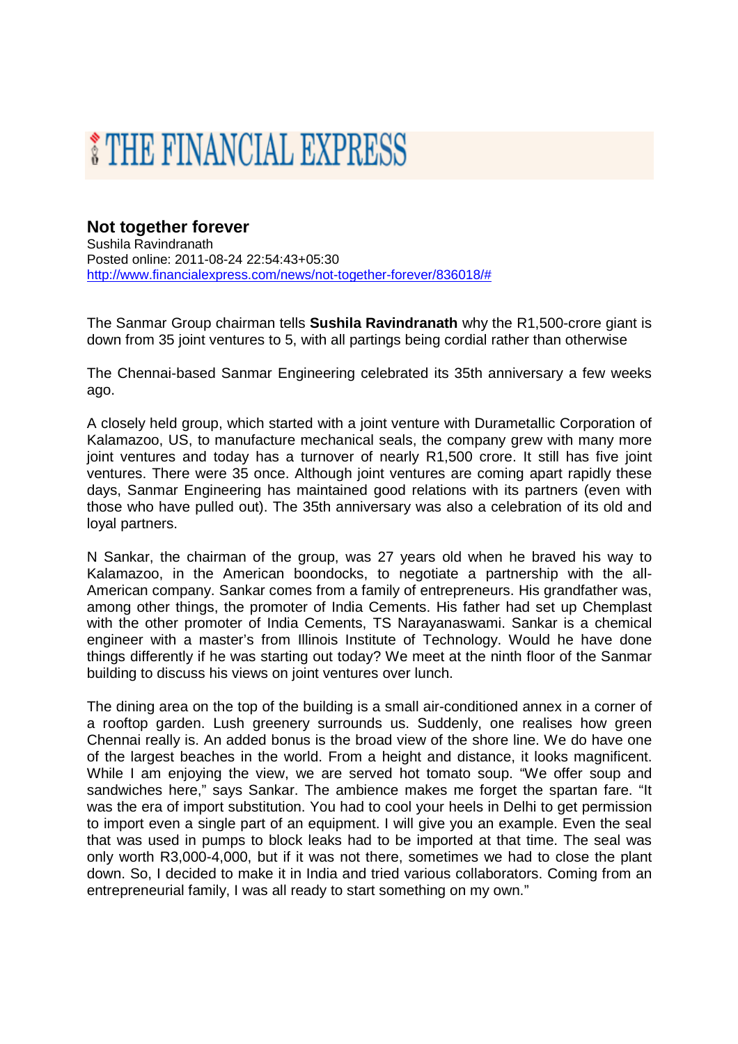# THE FINANCIAL EXPRESS

## Not together forever

Sushila Ravindranath
Posted online: 2011-08-24 22:54:43+05:30
http://www.financialexpress.com/news/not-together-forever/836018/#

The Sanmar Group chairman tells **Sushila Ravindranath** why the R1,500-crore giant is down from 35 joint ventures to 5, with all partings being cordial rather than otherwise

The Chennai-based Sanmar Engineering celebrated its 35th anniversary a few weeks ago.

A closely held group, which started with a joint venture with Durametallic Corporation of Kalamazoo, US, to manufacture mechanical seals, the company grew with many more joint ventures and today has a turnover of nearly R1,500 crore. It still has five joint ventures. There were 35 once. Although joint ventures are coming apart rapidly these days, Sanmar Engineering has maintained good relations with its partners (even with those who have pulled out). The 35th anniversary was also a celebration of its old and loyal partners.

N Sankar, the chairman of the group, was 27 years old when he braved his way to Kalamazoo, in the American boondocks, to negotiate a partnership with the all-American company. Sankar comes from a family of entrepreneurs. His grandfather was, among other things, the promoter of India Cements. His father had set up Chemplast with the other promoter of India Cements, TS Narayanaswami. Sankar is a chemical engineer with a master's from Illinois Institute of Technology. Would he have done things differently if he was starting out today? We meet at the ninth floor of the Sanmar building to discuss his views on joint ventures over lunch.

The dining area on the top of the building is a small air-conditioned annex in a corner of a rooftop garden. Lush greenery surrounds us. Suddenly, one realises how green Chennai really is. An added bonus is the broad view of the shore line. We do have one of the largest beaches in the world. From a height and distance, it looks magnificent. While I am enjoying the view, we are served hot tomato soup. "We offer soup and sandwiches here," says Sankar. The ambience makes me forget the spartan fare. "It was the era of import substitution. You had to cool your heels in Delhi to get permission to import even a single part of an equipment. I will give you an example. Even the seal that was used in pumps to block leaks had to be imported at that time. The seal was only worth R3,000-4,000, but if it was not there, sometimes we had to close the plant down. So, I decided to make it in India and tried various collaborators. Coming from an entrepreneurial family, I was all ready to start something on my own."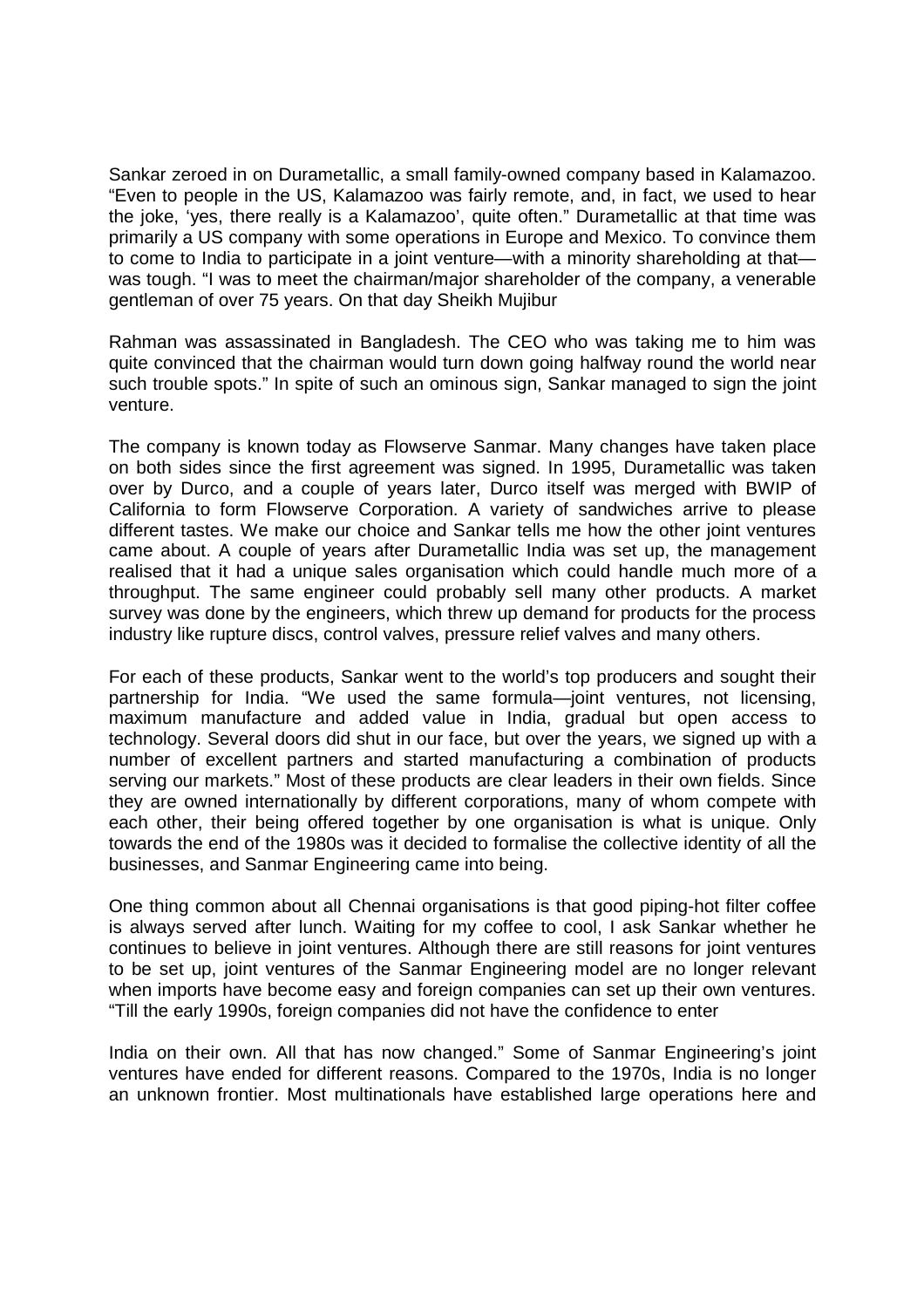Sankar zeroed in on Durametallic, a small family-owned company based in Kalamazoo. "Even to people in the US, Kalamazoo was fairly remote, and, in fact, we used to hear the joke, 'yes, there really is a Kalamazoo', quite often." Durametallic at that time was primarily a US company with some operations in Europe and Mexico. To convince them to come to India to participate in a joint venture—with a minority shareholding at that—was tough. "I was to meet the chairman/major shareholder of the company, a venerable gentleman of over 75 years. On that day Sheikh Mujibur Rahman was assassinated in Bangladesh. The CEO who was taking me to him was quite convinced that the chairman would turn down going halfway round the world near such trouble spots." In spite of such an ominous sign, Sankar managed to sign the joint venture.

The company is known today as Flowserve Sanmar. Many changes have taken place on both sides since the first agreement was signed. In 1995, Durametallic was taken over by Durco, and a couple of years later, Durco itself was merged with BWIP of California to form Flowserve Corporation. A variety of sandwiches arrive to please different tastes. We make our choice and Sankar tells me how the other joint ventures came about. A couple of years after Durametallic India was set up, the management realised that it had a unique sales organisation which could handle much more of a throughput. The same engineer could probably sell many other products. A market survey was done by the engineers, which threw up demand for products for the process industry like rupture discs, control valves, pressure relief valves and many others.

For each of these products, Sankar went to the world's top producers and sought their partnership for India. "We used the same formula—joint ventures, not licensing, maximum manufacture and added value in India, gradual but open access to technology. Several doors did shut in our face, but over the years, we signed up with a number of excellent partners and started manufacturing a combination of products serving our markets." Most of these products are clear leaders in their own fields. Since they are owned internationally by different corporations, many of whom compete with each other, their being offered together by one organisation is what is unique. Only towards the end of the 1980s was it decided to formalise the collective identity of all the businesses, and Sanmar Engineering came into being.

One thing common about all Chennai organisations is that good piping-hot filter coffee is always served after lunch. Waiting for my coffee to cool, I ask Sankar whether he continues to believe in joint ventures. Although there are still reasons for joint ventures to be set up, joint ventures of the Sanmar Engineering model are no longer relevant when imports have become easy and foreign companies can set up their own ventures. "Till the early 1990s, foreign companies did not have the confidence to enter India on their own. All that has now changed." Some of Sanmar Engineering's joint ventures have ended for different reasons. Compared to the 1970s, India is no longer an unknown frontier. Most multinationals have established large operations here and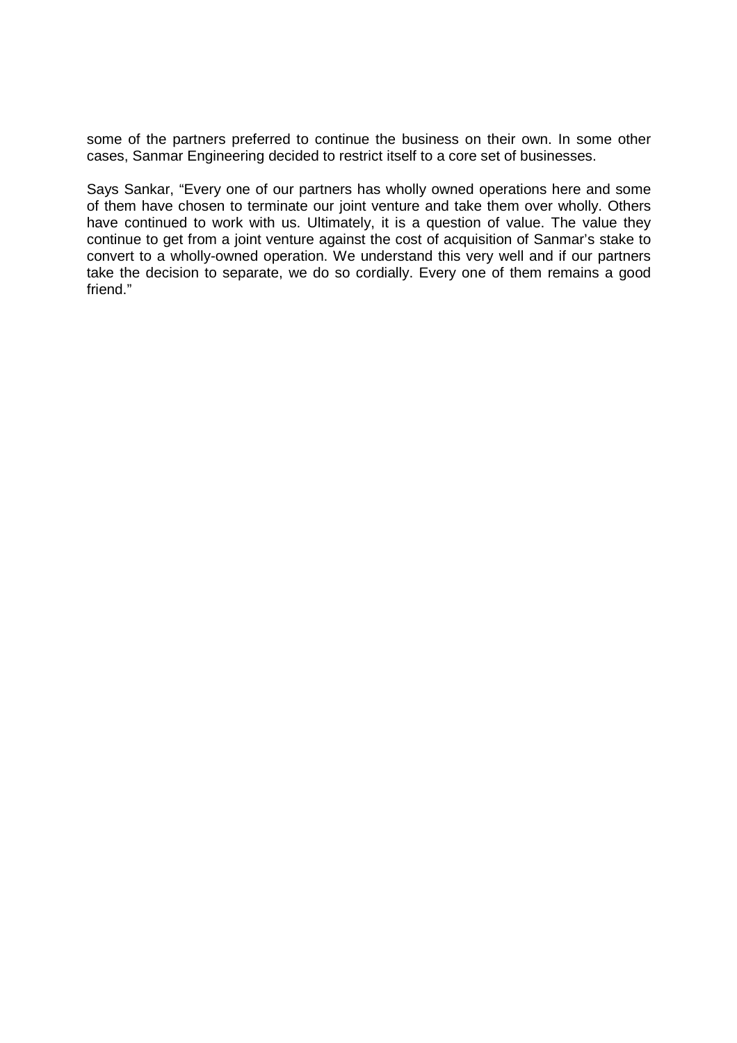some of the partners preferred to continue the business on their own. In some other cases, Sanmar Engineering decided to restrict itself to a core set of businesses.

Says Sankar, “Every one of our partners has wholly owned operations here and some of them have chosen to terminate our joint venture and take them over wholly. Others have continued to work with us. Ultimately, it is a question of value. The value they continue to get from a joint venture against the cost of acquisition of Sanmar’s stake to convert to a wholly-owned operation. We understand this very well and if our partners take the decision to separate, we do so cordially. Every one of them remains a good friend.”